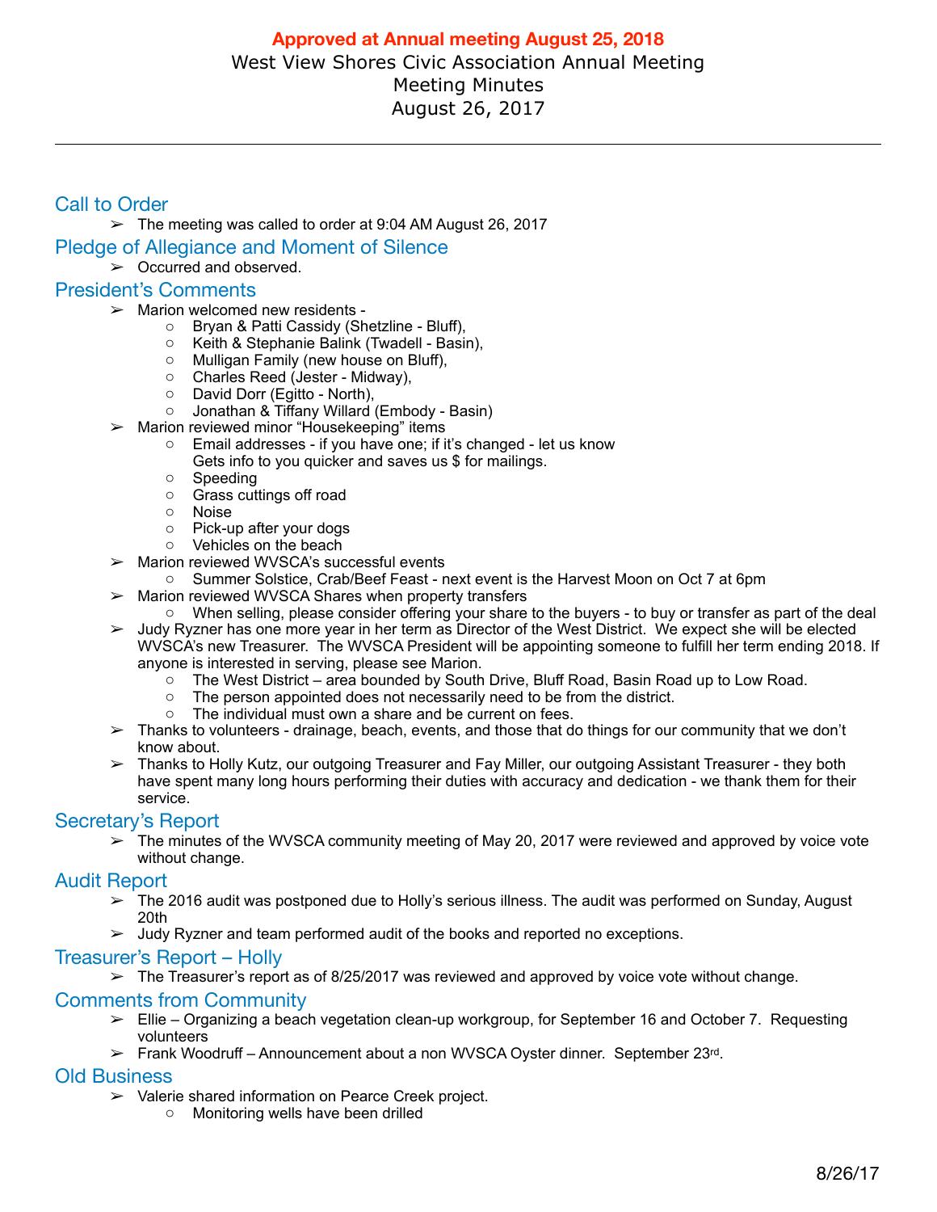**Approved at Annual meeting August 25, 2018**

# West View Shores Civic Association Annual Meeting
## Meeting Minutes
## August 26, 2017

---

## Call to Order

- The meeting was called to order at 9:04 AM August 26, 2017

## Pledge of Allegiance and Moment of Silence

- Occurred and observed.

## President's Comments

- Marion welcomed new residents -
  - Bryan & Patti Cassidy (Shetzline - Bluff),
  - Keith & Stephanie Balink (Twadell - Basin),
  - Mulligan Family (new house on Bluff),
  - Charles Reed (Jester - Midway),
  - David Dorr (Egitto - North),
  - Jonathan & Tiffany Willard (Embody - Basin)
- Marion reviewed minor "Housekeeping" items
  - Email addresses - if you have one; if it's changed - let us know
    Gets info to you quicker and saves us $ for mailings.
  - Speeding
  - Grass cuttings off road
  - Noise
  - Pick-up after your dogs
  - Vehicles on the beach
- Marion reviewed WVSCA's successful events
  - Summer Solstice, Crab/Beef Feast - next event is the Harvest Moon on Oct 7 at 6pm
- Marion reviewed WVSCA Shares when property transfers
  - When selling, please consider offering your share to the buyers - to buy or transfer as part of the deal
- Judy Ryzner has one more year in her term as Director of the West District. We expect she will be elected WVSCA's new Treasurer. The WVSCA President will be appointing someone to fulfill her term ending 2018. If anyone is interested in serving, please see Marion.
  - The West District – area bounded by South Drive, Bluff Road, Basin Road up to Low Road.
  - The person appointed does not necessarily need to be from the district.
  - The individual must own a share and be current on fees.
- Thanks to volunteers - drainage, beach, events, and those that do things for our community that we don't know about.
- Thanks to Holly Kutz, our outgoing Treasurer and Fay Miller, our outgoing Assistant Treasurer - they both have spent many long hours performing their duties with accuracy and dedication - we thank them for their service.

## Secretary's Report

- The minutes of the WVSCA community meeting of May 20, 2017 were reviewed and approved by voice vote without change.

## Audit Report

- The 2016 audit was postponed due to Holly's serious illness. The audit was performed on Sunday, August 20th
- Judy Ryzner and team performed audit of the books and reported no exceptions.

## Treasurer's Report – Holly

- The Treasurer's report as of 8/25/2017 was reviewed and approved by voice vote without change.

## Comments from Community

- Ellie – Organizing a beach vegetation clean-up workgroup, for September 16 and October 7. Requesting volunteers
- Frank Woodruff – Announcement about a non WVSCA Oyster dinner. September 23rd.

## Old Business

- Valerie shared information on Pearce Creek project.
  - Monitoring wells have been drilled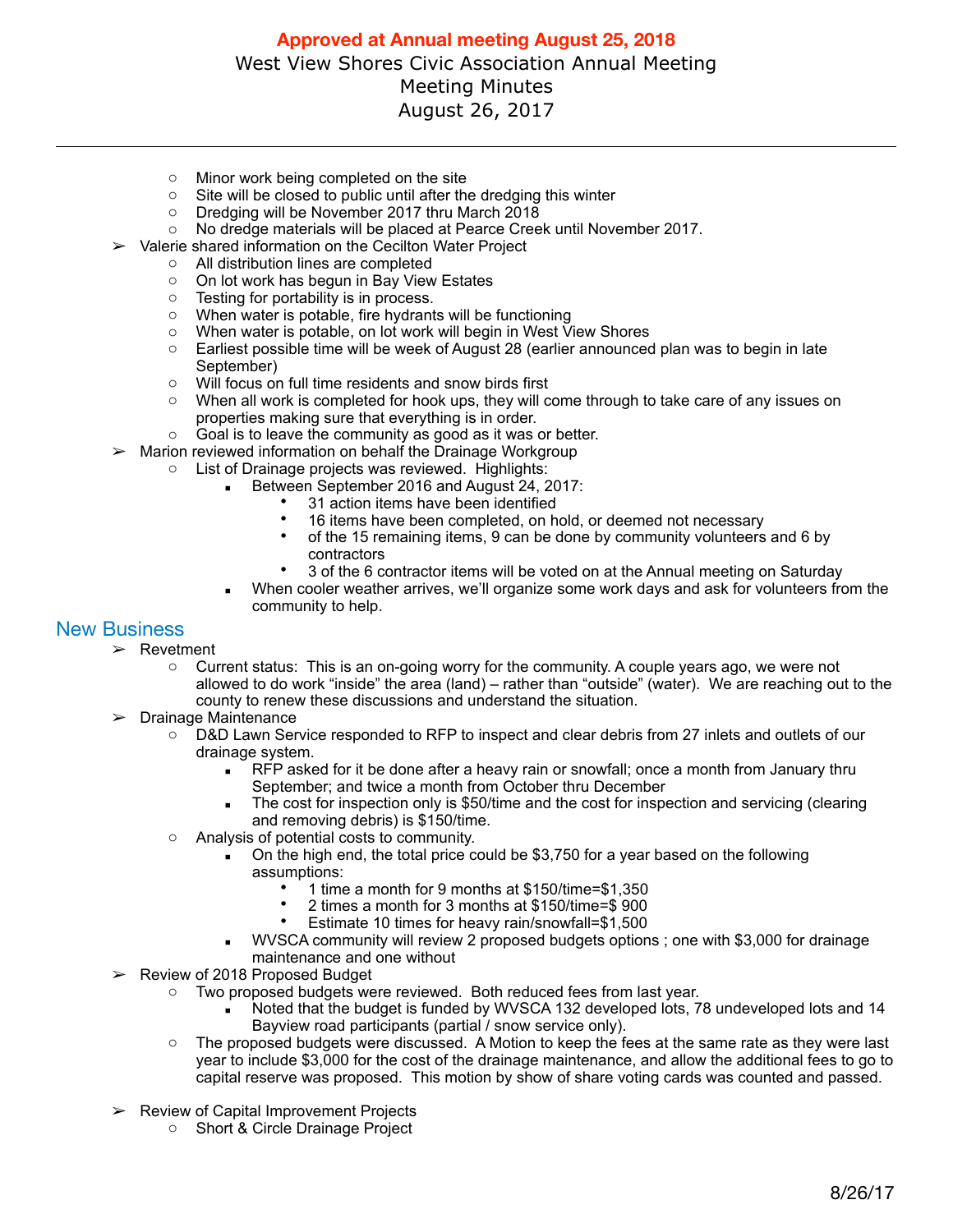**Approved at Annual meeting August 25, 2018**

West View Shores Civic Association Annual Meeting
Meeting Minutes
August 26, 2017

---

- Minor work being completed on the site
- Site will be closed to public until after the dredging this winter
- Dredging will be November 2017 thru March 2018
- No dredge materials will be placed at Pearce Creek until November 2017.

- Valerie shared information on the Cecilton Water Project
  - All distribution lines are completed
  - On lot work has begun in Bay View Estates
  - Testing for portability is in process.
  - When water is potable, fire hydrants will be functioning
  - When water is potable, on lot work will begin in West View Shores
  - Earliest possible time will be week of August 28 (earlier announced plan was to begin in late September)
  - Will focus on full time residents and snow birds first
  - When all work is completed for hook ups, they will come through to take care of any issues on properties making sure that everything is in order.
  - Goal is to leave the community as good as it was or better.
- Marion reviewed information on behalf the Drainage Workgroup
  - List of Drainage projects was reviewed. Highlights:
    - Between September 2016 and August 24, 2017:
      - 31 action items have been identified
      - 16 items have been completed, on hold, or deemed not necessary
      - of the 15 remaining items, 9 can be done by community volunteers and 6 by contractors
      - 3 of the 6 contractor items will be voted on at the Annual meeting on Saturday
    - When cooler weather arrives, we'll organize some work days and ask for volunteers from the community to help.

## New Business

- Revetment
  - Current status: This is an on-going worry for the community. A couple years ago, we were not allowed to do work "inside" the area (land) – rather than "outside" (water). We are reaching out to the county to renew these discussions and understand the situation.
- Drainage Maintenance
  - D&D Lawn Service responded to RFP to inspect and clear debris from 27 inlets and outlets of our drainage system.
    - RFP asked for it be done after a heavy rain or snowfall; once a month from January thru September; and twice a month from October thru December
    - The cost for inspection only is $50/time and the cost for inspection and servicing (clearing and removing debris) is $150/time.
  - Analysis of potential costs to community.
    - On the high end, the total price could be $3,750 for a year based on the following assumptions:
      - 1 time a month for 9 months at $150/time=$1,350
      - 2 times a month for 3 months at $150/time=$ 900
      - Estimate 10 times for heavy rain/snowfall=$1,500
    - WVSCA community will review 2 proposed budgets options ; one with $3,000 for drainage maintenance and one without
- Review of 2018 Proposed Budget
  - Two proposed budgets were reviewed. Both reduced fees from last year.
    - Noted that the budget is funded by WVSCA 132 developed lots, 78 undeveloped lots and 14 Bayview road participants (partial / snow service only).
  - The proposed budgets were discussed. A Motion to keep the fees at the same rate as they were last year to include $3,000 for the cost of the drainage maintenance, and allow the additional fees to go to capital reserve was proposed. This motion by show of share voting cards was counted and passed.

- Review of Capital Improvement Projects
  - Short & Circle Drainage Project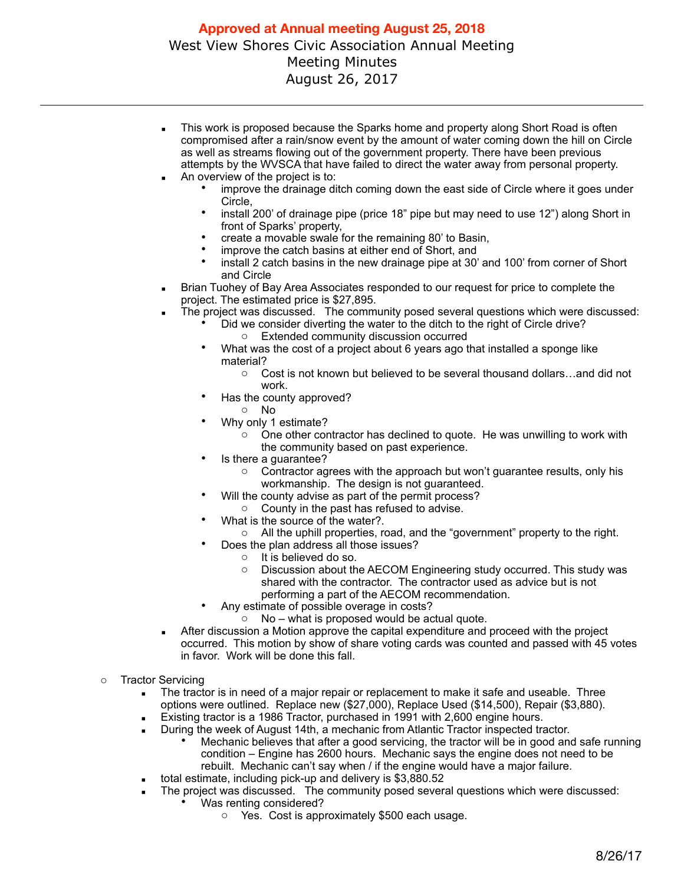**Approved at Annual meeting August 25, 2018**

West View Shores Civic Association Annual Meeting
Meeting Minutes
August 26, 2017

---

- This work is proposed because the Sparks home and property along Short Road is often compromised after a rain/snow event by the amount of water coming down the hill on Circle as well as streams flowing out of the government property. There have been previous attempts by the WVSCA that have failed to direct the water away from personal property.
- An overview of the project is to:
  - improve the drainage ditch coming down the east side of Circle where it goes under Circle,
  - install 200' of drainage pipe (price 18" pipe but may need to use 12") along Short in front of Sparks' property,
  - create a movable swale for the remaining 80' to Basin,
  - improve the catch basins at either end of Short, and
  - install 2 catch basins in the new drainage pipe at 30' and 100' from corner of Short and Circle
- Brian Tuohey of Bay Area Associates responded to our request for price to complete the project. The estimated price is $27,895.
- The project was discussed. The community posed several questions which were discussed:
  - Did we consider diverting the water to the ditch to the right of Circle drive?
    - Extended community discussion occurred
  - What was the cost of a project about 6 years ago that installed a sponge like material?
    - Cost is not known but believed to be several thousand dollars…and did not work.
  - Has the county approved?
    - No
  - Why only 1 estimate?
    - One other contractor has declined to quote. He was unwilling to work with the community based on past experience.
  - Is there a guarantee?
    - Contractor agrees with the approach but won't guarantee results, only his workmanship. The design is not guaranteed.
  - Will the county advise as part of the permit process?
    - County in the past has refused to advise.
  - What is the source of the water?.
    - All the uphill properties, road, and the "government" property to the right.
  - Does the plan address all those issues?
    - It is believed do so.
    - Discussion about the AECOM Engineering study occurred. This study was shared with the contractor. The contractor used as advice but is not performing a part of the AECOM recommendation.
  - Any estimate of possible overage in costs?
    - No – what is proposed would be actual quote.
- After discussion a Motion approve the capital expenditure and proceed with the project occurred. This motion by show of share voting cards was counted and passed with 45 votes in favor. Work will be done this fall.

- Tractor Servicing
  - The tractor is in need of a major repair or replacement to make it safe and useable. Three options were outlined. Replace new ($27,000), Replace Used ($14,500), Repair ($3,880).
  - Existing tractor is a 1986 Tractor, purchased in 1991 with 2,600 engine hours.
  - During the week of August 14th, a mechanic from Atlantic Tractor inspected tractor.
    - Mechanic believes that after a good servicing, the tractor will be in good and safe running condition – Engine has 2600 hours. Mechanic says the engine does not need to be rebuilt. Mechanic can't say when / if the engine would have a major failure.
  - total estimate, including pick-up and delivery is $3,880.52
  - The project was discussed. The community posed several questions which were discussed:
    - Was renting considered?
      - Yes. Cost is approximately $500 each usage.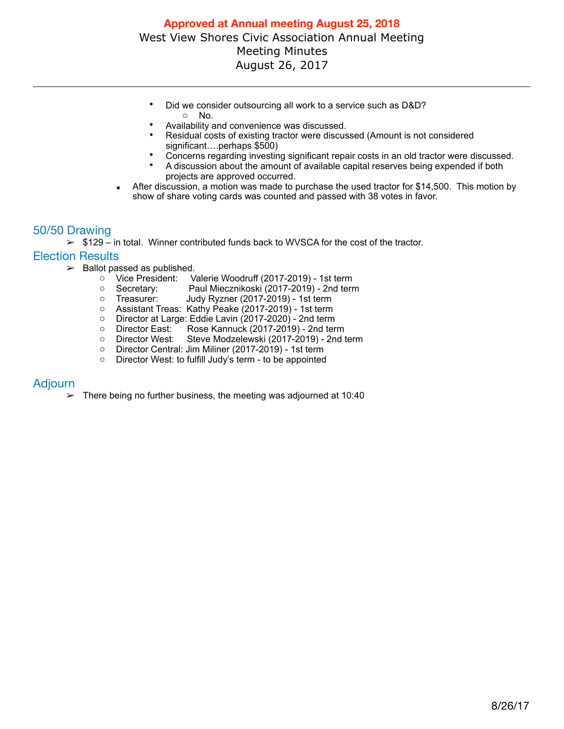**Approved at Annual meeting August 25, 2018**

West View Shores Civic Association Annual Meeting
Meeting Minutes
August 26, 2017

---

- Did we consider outsourcing all work to a service such as D&D?
  - No.
- Availability and convenience was discussed.
- Residual costs of existing tractor were discussed (Amount is not considered significant….perhaps $500)
- Concerns regarding investing significant repair costs in an old tractor were discussed.
- A discussion about the amount of available capital reserves being expended if both projects are approved occurred.

- After discussion, a motion was made to purchase the used tractor for $14,500. This motion by show of share voting cards was counted and passed with 38 votes in favor.

## 50/50 Drawing

- $129 – in total. Winner contributed funds back to WVSCA for the cost of the tractor.

## Election Results

- Ballot passed as published.
  - Vice President: Valerie Woodruff (2017-2019) - 1st term
  - Secretary: Paul Miecznikoski (2017-2019) - 2nd term
  - Treasurer: Judy Ryzner (2017-2019) - 1st term
  - Assistant Treas: Kathy Peake (2017-2019) - 1st term
  - Director at Large: Eddie Lavin (2017-2020) - 2nd term
  - Director East: Rose Kannuck (2017-2019) - 2nd term
  - Director West: Steve Modzelewski (2017-2019) - 2nd term
  - Director Central: Jim Miliner (2017-2019) - 1st term
  - Director West: to fulfill Judy's term - to be appointed

## Adjourn

- There being no further business, the meeting was adjourned at 10:40